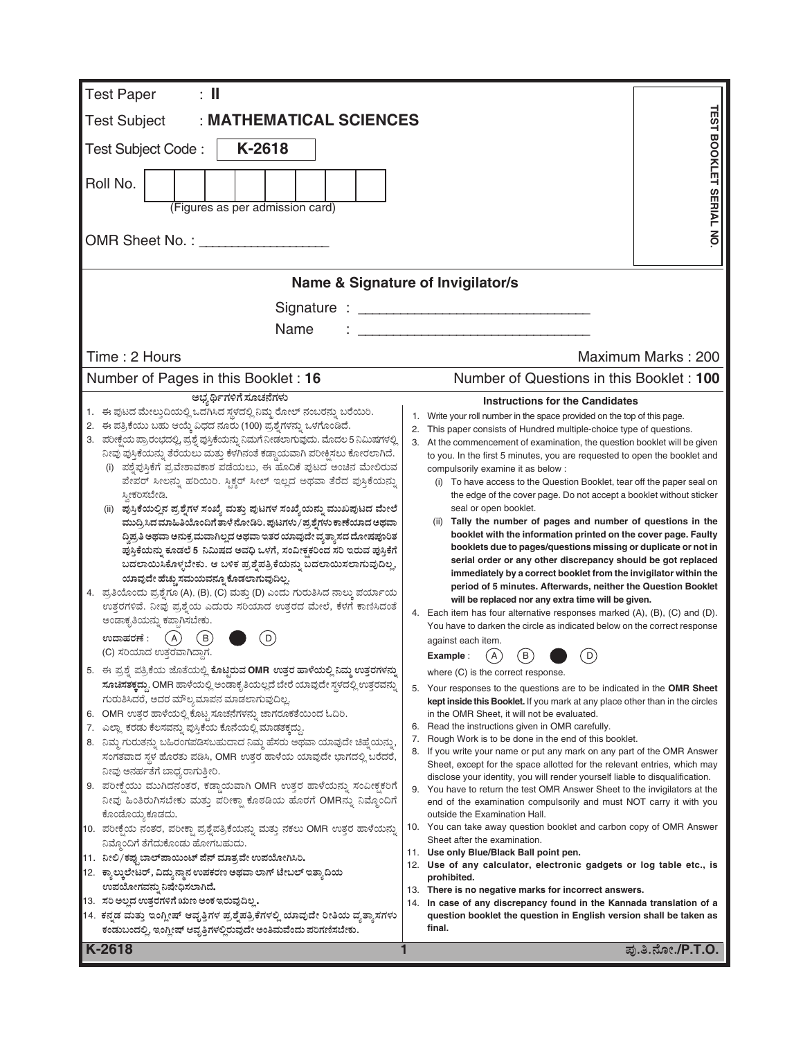Test Paper : **II**

Test Subject : **MATHEMATICAL SCIENCES**

Test Subject Code : **K-2618**

Roll No. | | | | | | | | |

(Figures as per admission card)

OMR Sheet No. : ____________________

TEST BOOKLET SERIAL NO.

**Name & Signature of Invigilator/s**

Signature : ______________________________

Name : ______________________________

Time : 2 Hours — Maximum Marks : 200

Number of Pages in this Booklet : 16 — Number of Questions in this Booklet : **100**

**ಅಭ್ಯರ್ಥಿಗಳಿಗೆ ಸೂಚನೆಗಳು**

1. ಈ ಪುಟದ ಮೇಲ್ತುದಿಯಲ್ಲಿ ಒದಗಿಸಿದ ಸ್ಥಳದಲ್ಲಿ ನಿಮ್ಮ ರೋಲ್ ನಂಬರನ್ನು ಬರೆಯಿರಿ.
2. ಈ ಪತ್ರಿಕೆಯು ಬಹು ಆಯ್ಕೆ ವಿಧದ ನೂರು (100) ಪ್ರಶ್ನೆಗಳನ್ನು ಒಳಗೊಂಡಿದೆ.
3. ಪರೀಕ್ಷೆಯ ಪ್ರಾರಂಭದಲ್ಲಿ, ಪ್ರಶ್ನೆ ಪುಸ್ತಿಕೆಯನ್ನು ನಿಮಗೆ ನೀಡಲಾಗುವುದು. ಮೊದಲ 5 ನಿಮಿಷಗಳಲ್ಲಿ ನೀವು ಪುಸ್ತಿಕೆಯನ್ನು ತೆರೆಯಲು ಮತ್ತು ಕೆಳಗಿನಂತೆ ಕಡ್ಡಾಯವಾಗಿ ಪರೀಕ್ಷಿಸಲು ಕೋರಲಾಗಿದೆ.
   (i) ಪ್ರಶ್ನೆಪುಸ್ತಿಕೆಗೆ ಪ್ರವೇಶಾವಕಾಶ ಪಡೆಯಲು, ಈ ಹೊದಿಕೆ ಪುಟದ ಅಂಚಿನ ಮೇಲಿರುವ ಪೇಪರ್ ಸೀಲನ್ನು ಹರಿಯಿರಿ. ಸ್ಟಿಕ್ಕರ್ ಸೀಲ್ ಇಲ್ಲದ ಅಥವಾ ತೆರೆದ ಪುಸ್ತಿಕೆಯನ್ನು ಸ್ವೀಕರಿಸಬೇಡಿ.
   (ii) **ಪುಸ್ತಿಕೆಯಲ್ಲಿನ ಪ್ರಶ್ನೆಗಳ ಸಂಖ್ಯೆ ಮತ್ತು ಪುಟಗಳ ಸಂಖ್ಯೆಯನ್ನು ಮುಖಪುಟದ ಮೇಲೆ ಮುದ್ರಿಸಿದ ಮಾಹಿತಿಯೊಂದಿಗೆ ತಾಳೆ ನೋಡಿರಿ. ಪುಟಗಳು/ಪ್ರಶ್ನೆಗಳು ಕಾಣೆಯಾದ ಅಥವಾ ದ್ವಿಪ್ರತಿ ಅಥವಾ ಅನುಕ್ರಮವಾಗಿಲ್ಲದ ಅಥವಾ ಇತರ ಯಾವುದೇ ವ್ಯತ್ಯಾಸದ ದೋಷಪೂರಿತ ಪುಸ್ತಿಕೆಯನ್ನು ಕೂಡಲೆ 5 ನಿಮಿಷದ ಅವಧಿ ಒಳಗೆ, ಸಂವೀಕ್ಷಕರಿಂದ ಸರಿ ಇರುವ ಪುಸ್ತಿಕೆಗೆ ಬದಲಾಯಿಸಿಕೊಳ್ಳಬೇಕು. ಆ ಬಳಿಕ ಪ್ರಶ್ನೆಪತ್ರಿಕೆಯನ್ನು ಬದಲಾಯಿಸಲಾಗುವುದಿಲ್ಲ, ಯಾವುದೇ ಹೆಚ್ಚು ಸಮಯವನ್ನೂ ಕೊಡಲಾಗುವುದಿಲ್ಲ.**
4. ಪ್ರತಿಯೊಂದು ಪ್ರಶ್ನೆಗೂ (A), (B), (C) ಮತ್ತು (D) ಎಂದು ಗುರುತಿಸಿದ ನಾಲ್ಕು ಪರ್ಯಾಯ ಉತ್ತರಗಳಿವೆ. ನೀವು ಪ್ರಶ್ನೆಯ ಎದುರು ಸರಿಯಾದ ಉತ್ತರದ ಮೇಲೆ, ಕೆಳಗೆ ಕಾಣಿಸಿದಂತೆ ಅಂಡಾಕೃತಿಯನ್ನು ಕಪ್ಪಾಗಿಸಬೇಕು.
   **ಉದಾಹರಣೆ :** (A) (B) ● (D)
   (C) ಸರಿಯಾದ ಉತ್ತರವಾಗಿದ್ದಾಗ.
5. ಈ ಪ್ರಶ್ನೆ ಪತ್ರಿಕೆಯ ಜೊತೆಯಲ್ಲಿ **ಕೊಟ್ಟಿರುವ OMR ಉತ್ತರ ಹಾಳೆಯಲ್ಲಿ ನಿಮ್ಮ ಉತ್ತರಗಳನ್ನು ಸೂಚಿಸತಕ್ಕದ್ದು.** OMR ಹಾಳೆಯಲ್ಲಿ ಅಂಡಾಕೃತಿಯಲ್ಲದೆ ಬೇರೆ ಯಾವುದೇ ಸ್ಥಳದಲ್ಲಿ ಉತ್ತರವನ್ನು ಗುರುತಿಸಿದರೆ, ಅದರ ಮೌಲ್ಯಮಾಪನ ಮಾಡಲಾಗುವುದಿಲ್ಲ.
6. OMR ಉತ್ತರ ಹಾಳೆಯಲ್ಲಿ ಕೊಟ್ಟ ಸೂಚನೆಗಳನ್ನು ಜಾಗರೂಕತೆಯಿಂದ ಓದಿರಿ.
7. ಎಲ್ಲಾ ಕರಡು ಕೆಲಸವನ್ನು ಪುಸ್ತಿಕೆಯ ಕೊನೆಯಲ್ಲಿ ಮಾಡತಕ್ಕದ್ದು.
8. ನಿಮ್ಮ ಗುರುತನ್ನು ಬಹಿರಂಗಪಡಿಸಬಹುದಾದ ನಿಮ್ಮ ಹೆಸರು ಅಥವಾ ಯಾವುದೇ ಚಿಹ್ನೆಯನ್ನು, ಸಂಗತವಾದ ಸ್ಥಳ ಹೊರತು ಪಡಿಸಿ, OMR ಉತ್ತರ ಹಾಳೆಯ ಯಾವುದೇ ಭಾಗದಲ್ಲಿ ಬರೆದರೆ, ನೀವು ಅನರ್ಹತೆಗೆ ಬಾಧ್ಯರಾಗುತ್ತೀರಿ.
9. ಪರೀಕ್ಷೆಯು ಮುಗಿದನಂತರ, ಕಡ್ಡಾಯವಾಗಿ OMR ಉತ್ತರ ಹಾಳೆಯನ್ನು ಸಂವೀಕ್ಷಕರಿಗೆ ನೀವು ಹಿಂತಿರುಗಿಸಬೇಕು ಮತ್ತು ಪರೀಕ್ಷಾ ಕೊಠಡಿಯ ಹೊರಗೆ OMRನ್ನು ನಿಮ್ಮೊಂದಿಗೆ ಕೊಂಡೊಯ್ಯಕೂಡದು.
10. ಪರೀಕ್ಷೆಯ ನಂತರ, ಪರೀಕ್ಷಾ ಪ್ರಶ್ನೆಪತ್ರಿಕೆಯನ್ನು ಮತ್ತು ನಕಲು OMR ಉತ್ತರ ಹಾಳೆಯನ್ನು ನಿಮ್ಮೊಂದಿಗೆ ತೆಗೆದುಕೊಂಡು ಹೋಗಬಹುದು.
11. **ನೀಲಿ/ಕಪ್ಪು ಬಾಲ್‌ಪಾಯಿಂಟ್ ಪೆನ್ ಮಾತ್ರವೇ ಉಪಯೋಗಿಸಿರಿ.**
12. **ಕ್ಯಾಲ್ಕುಲೇಟರ್, ವಿದ್ಯುನ್ಮಾನ ಉಪಕರಣ ಅಥವಾ ಲಾಗ್ ಟೇಬಲ್ ಇತ್ಯಾದಿಯ ಉಪಯೋಗವನ್ನು ನಿಷೇಧಿಸಲಾಗಿದೆ.**
13. **ಸರಿ ಅಲ್ಲದ ಉತ್ತರಗಳಿಗೆ ಋಣ ಅಂಕ ಇರುವುದಿಲ್ಲ.**
14. **ಕನ್ನಡ ಮತ್ತು ಇಂಗ್ಲೀಷ್ ಆವೃತ್ತಿಗಳ ಪ್ರಶ್ನೆಪತ್ರಿಕೆಗಳಲ್ಲಿ ಯಾವುದೇ ರೀತಿಯ ವ್ಯತ್ಯಾಸಗಳು ಕಂಡುಬಂದಲ್ಲಿ, ಇಂಗ್ಲೀಷ್ ಆವೃತ್ತಿಗಳಲ್ಲಿರುವುದೇ ಅಂತಿಮವೆಂದು ಪರಿಗಣಿಸಬೇಕು.**

**Instructions for the Candidates**

1. Write your roll number in the space provided on the top of this page.
2. This paper consists of Hundred multiple-choice type of questions.
3. At the commencement of examination, the question booklet will be given to you. In the first 5 minutes, you are requested to open the booklet and compulsorily examine it as below :
   (i) To have access to the Question Booklet, tear off the paper seal on the edge of the cover page. Do not accept a booklet without sticker seal or open booklet.
   (ii) **Tally the number of pages and number of questions in the booklet with the information printed on the cover page. Faulty booklets due to pages/questions missing or duplicate or not in serial order or any other discrepancy should be got replaced immediately by a correct booklet from the invigilator within the period of 5 minutes. Afterwards, neither the Question Booklet will be replaced nor any extra time will be given.**
4. Each item has four alternative responses marked (A), (B), (C) and (D). You have to darken the circle as indicated below on the correct response against each item.
   **Example :** (A) (B) ● (D)
   where (C) is the correct response.
5. Your responses to the questions are to be indicated in the **OMR Sheet kept inside this Booklet.** If you mark at any place other than in the circles in the OMR Sheet, it will not be evaluated.
6. Read the instructions given in OMR carefully.
7. Rough Work is to be done in the end of this booklet.
8. If you write your name or put any mark on any part of the OMR Answer Sheet, except for the space allotted for the relevant entries, which may disclose your identity, you will render yourself liable to disqualification.
9. You have to return the test OMR Answer Sheet to the invigilators at the end of the examination compulsorily and must NOT carry it with you outside the Examination Hall.
10. You can take away question booklet and carbon copy of OMR Answer Sheet after the examination.
11. **Use only Blue/Black Ball point pen.**
12. **Use of any calculator, electronic gadgets or log table etc., is prohibited.**
13. **There is no negative marks for incorrect answers.**
14. **In case of any discrepancy found in the Kannada translation of a question booklet the question in English version shall be taken as final.**

**K-2618** — ಪು.ತಿ.ನೋ./P.T.O.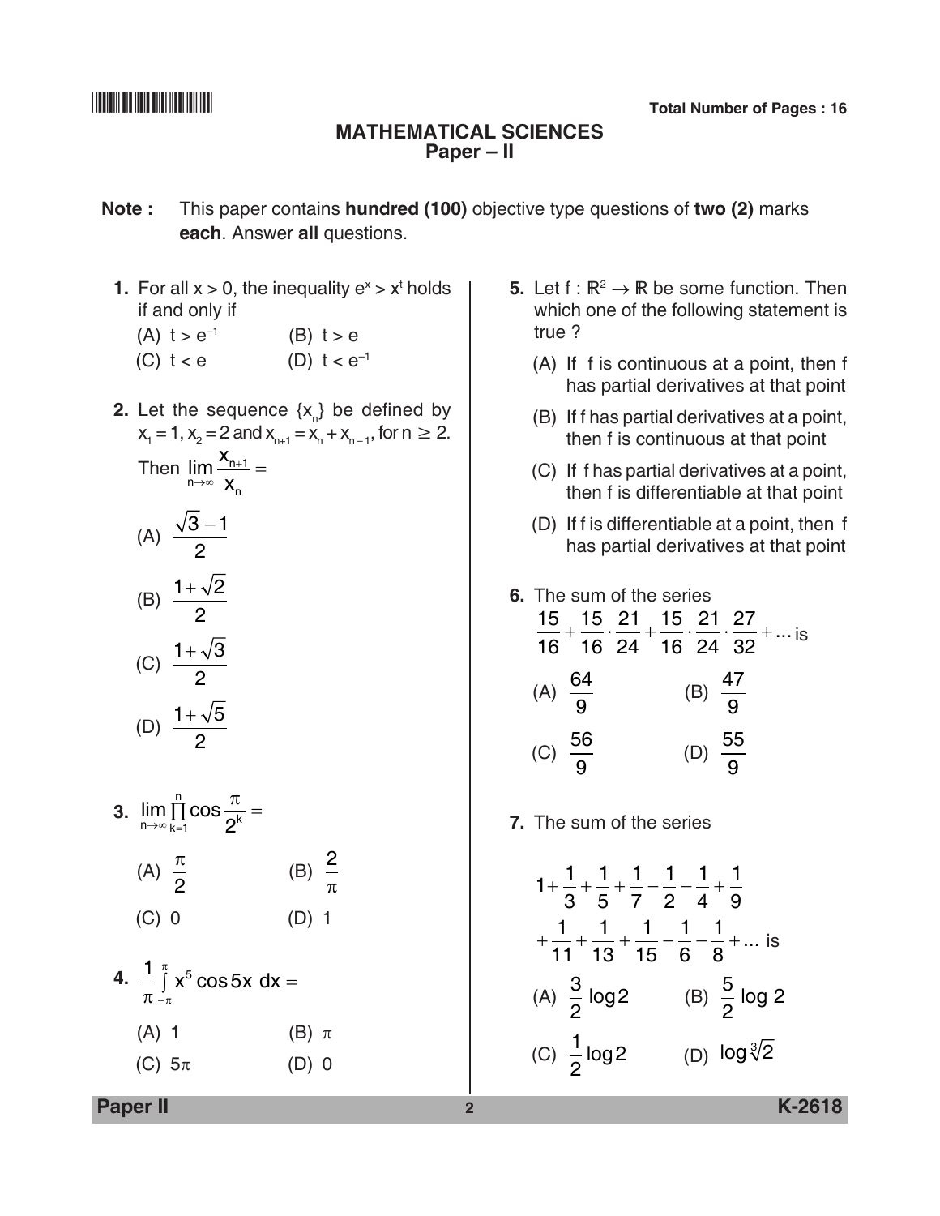Total Number of Pages : 16

# MATHEMATICAL SCIENCES
## Paper – II

**Note :** This paper contains **hundred (100)** objective type questions of **two (2)** marks **each**. Answer **all** questions.

**1.** For all $x > 0$, the inequality $e^x > x^t$ holds if and only if

(A) $t > e^{-1}$ (B) $t > e$

(C) $t < e$ (D) $t < e^{-1}$

**2.** Let the sequence $\{x_n\}$ be defined by $x_1 = 1$, $x_2 = 2$ and $x_{n+1} = x_n + x_{n-1}$, for $n \geq 2$. Then $\lim\limits_{n\to\infty} \frac{x_{n+1}}{x_n} =$

(A) $\frac{\sqrt{3}-1}{2}$

(B) $\frac{1+\sqrt{2}}{2}$

(C) $\frac{1+\sqrt{3}}{2}$

(D) $\frac{1+\sqrt{5}}{2}$

**3.** $\lim\limits_{n\to\infty} \prod\limits_{k=1}^{n} \cos \frac{\pi}{2^k} =$

(A) $\frac{\pi}{2}$ (B) $\frac{2}{\pi}$

(C) 0 (D) 1

**4.** $\frac{1}{\pi} \int_{-\pi}^{\pi} x^5 \cos 5x \, dx =$

(A) 1 (B) $\pi$

(C) $5\pi$ (D) 0

**5.** Let $f : \mathbb{R}^2 \to \mathbb{R}$ be some function. Then which one of the following statement is true ?

(A) If f is continuous at a point, then f has partial derivatives at that point

(B) If f has partial derivatives at a point, then f is continuous at that point

(C) If f has partial derivatives at a point, then f is differentiable at that point

(D) If f is differentiable at a point, then f has partial derivatives at that point

**6.** The sum of the series $\frac{15}{16} + \frac{15}{16} \cdot \frac{21}{24} + \frac{15}{16} \cdot \frac{21}{24} \cdot \frac{27}{32} + \ldots$ is

(A) $\frac{64}{9}$ (B) $\frac{47}{9}$

(C) $\frac{56}{9}$ (D) $\frac{55}{9}$

**7.** The sum of the series

$$1 + \frac{1}{3} + \frac{1}{5} + \frac{1}{7} - \frac{1}{2} - \frac{1}{4} + \frac{1}{9} + \frac{1}{11} + \frac{1}{13} + \frac{1}{15} - \frac{1}{6} - \frac{1}{8} + \ldots \text{ is}$$

(A) $\frac{3}{2} \log 2$ (B) $\frac{5}{2} \log 2$

(C) $\frac{1}{2} \log 2$ (D) $\log \sqrt[3]{2}$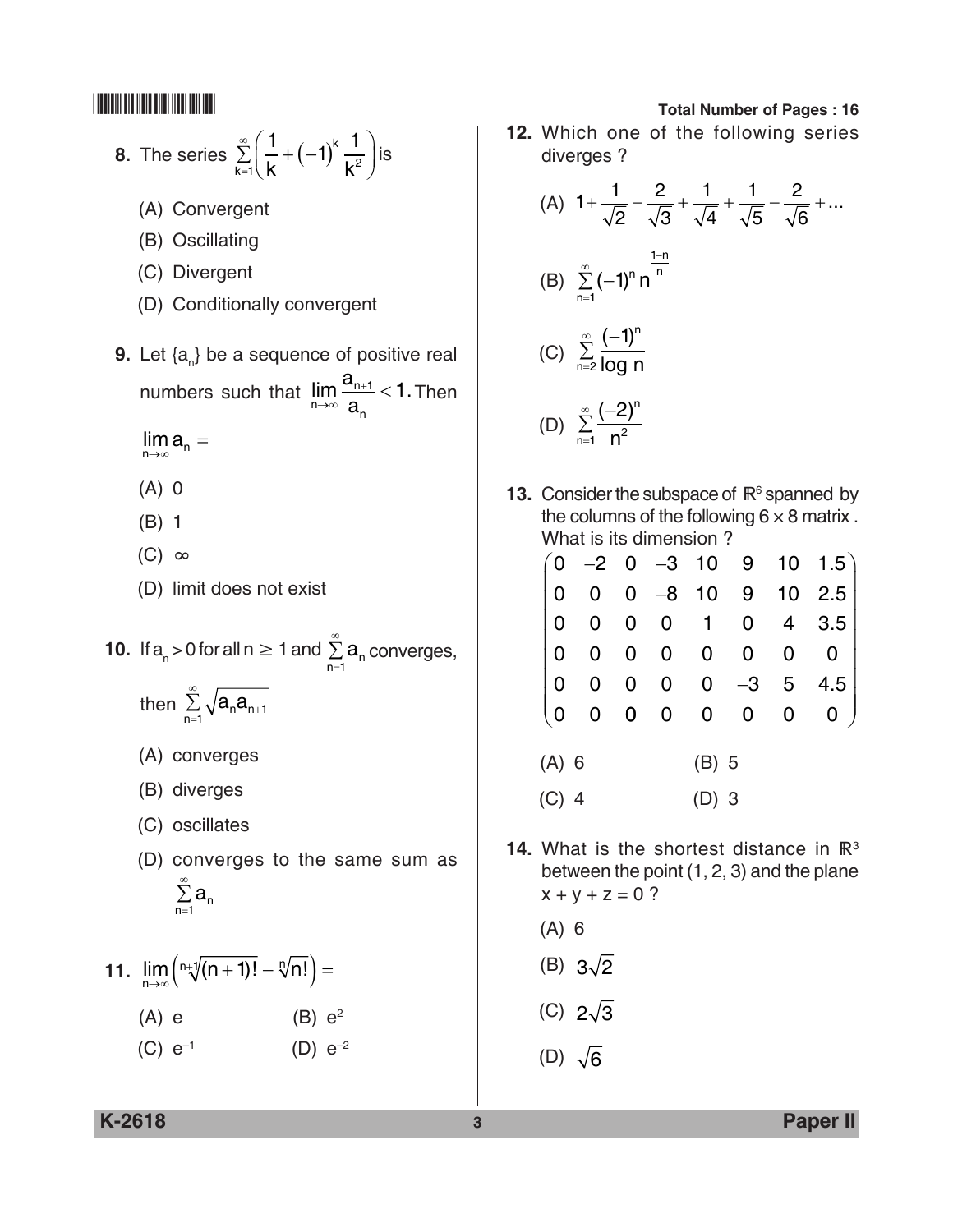**8.** The series $\sum_{k=1}^{\infty}\left(\frac{1}{k}+(-1)^k\frac{1}{k^2}\right)$ is

(A) Convergent

(B) Oscillating

(C) Divergent

(D) Conditionally convergent

**9.** Let $\{a_n\}$ be a sequence of positive real numbers such that $\lim_{n\to\infty}\frac{a_{n+1}}{a_n}<1$. Then $\lim_{n\to\infty}a_n=$

(A) 0

(B) 1

(C) $\infty$

(D) limit does not exist

**10.** If $a_n > 0$ for all $n \geq 1$ and $\sum_{n=1}^{\infty} a_n$ converges, then $\sum_{n=1}^{\infty}\sqrt{a_n a_{n+1}}$

(A) converges

(B) diverges

(C) oscillates

(D) converges to the same sum as $\sum_{n=1}^{\infty} a_n$

**11.** $\lim_{n\to\infty}\left(\sqrt[n+1]{(n+1)!}-\sqrt[n]{n!}\right)=$

(A) $e$  (B) $e^2$

(C) $e^{-1}$  (D) $e^{-2}$

**12.** Which one of the following series diverges ?

(A) $1+\frac{1}{\sqrt{2}}-\frac{2}{\sqrt{3}}+\frac{1}{\sqrt{4}}+\frac{1}{\sqrt{5}}-\frac{2}{\sqrt{6}}+...$

(B) $\sum_{n=1}^{\infty}(-1)^n n^{\frac{1-n}{n}}$

(C) $\sum_{n=2}^{\infty}\frac{(-1)^n}{\log n}$

(D) $\sum_{n=1}^{\infty}\frac{(-2)^n}{n^2}$

**13.** Consider the subspace of $\mathbb{R}^6$ spanned by the columns of the following $6 \times 8$ matrix . What is its dimension ?

$$\begin{pmatrix} 0 & -2 & 0 & -3 & 10 & 9 & 10 & 1.5 \\ 0 & 0 & 0 & -8 & 10 & 9 & 10 & 2.5 \\ 0 & 0 & 0 & 0 & 1 & 0 & 4 & 3.5 \\ 0 & 0 & 0 & 0 & 0 & 0 & 0 & 0 \\ 0 & 0 & 0 & 0 & 0 & -3 & 5 & 4.5 \\ 0 & 0 & 0 & 0 & 0 & 0 & 0 & 0 \end{pmatrix}$$

(A) 6  (B) 5

(C) 4  (D) 3

**14.** What is the shortest distance in $\mathbb{R}^3$ between the point (1, 2, 3) and the plane $x + y + z = 0$ ?

(A) 6

(B) $3\sqrt{2}$

(C) $2\sqrt{3}$

(D) $\sqrt{6}$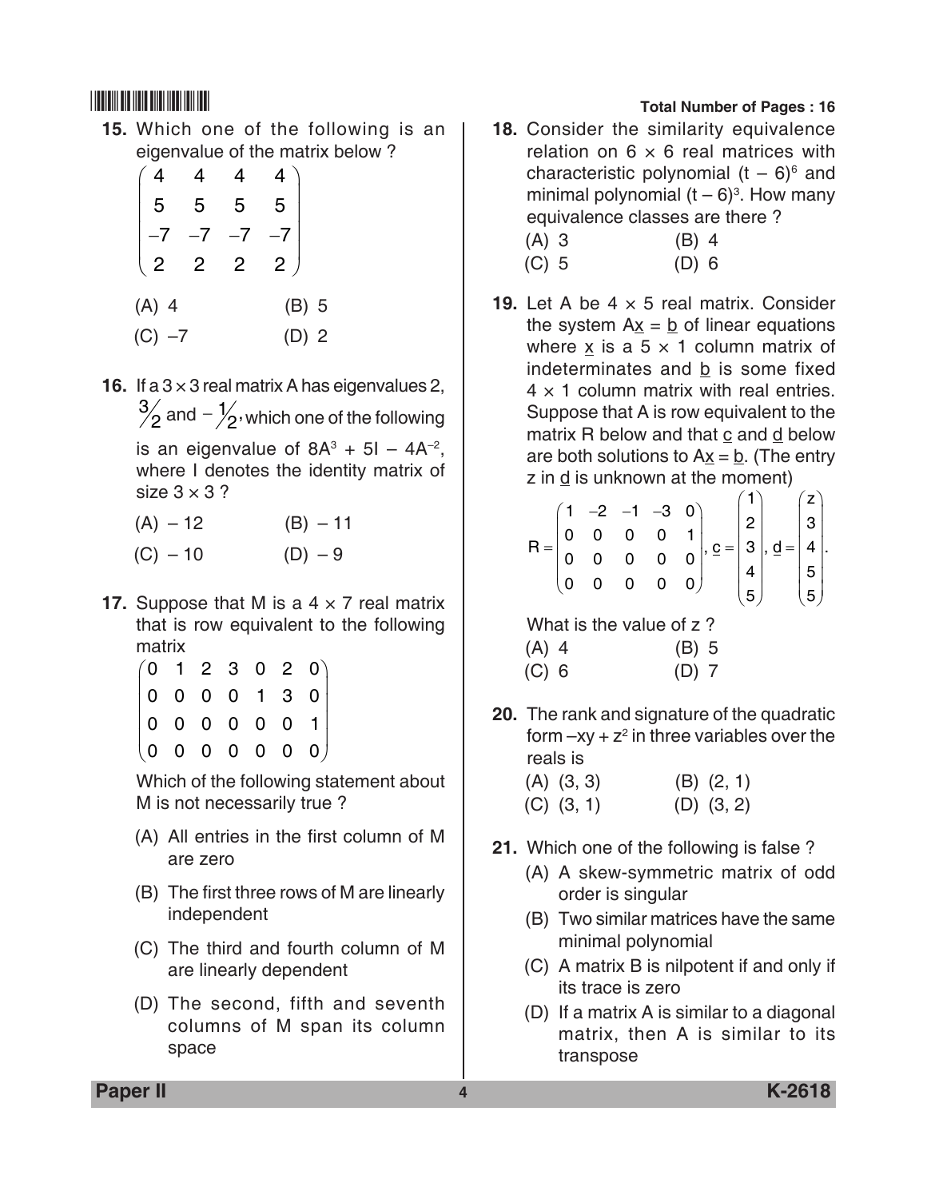15. Which one of the following is an eigenvalue of the matrix below ?

$$\begin{pmatrix} 4 & 4 & 4 & 4 \\ 5 & 5 & 5 & 5 \\ -7 & -7 & -7 & -7 \\ 2 & 2 & 2 & 2 \end{pmatrix}$$

(A) 4 (B) 5

(C) –7 (D) 2

16. If a $3 \times 3$ real matrix A has eigenvalues 2, $3/2$ and $-1/2$, which one of the following is an eigenvalue of $8A^3 + 5I - 4A^{-2}$, where I denotes the identity matrix of size $3 \times 3$ ?

(A) – 12 (B) – 11

(C) – 10 (D) – 9

17. Suppose that M is a $4 \times 7$ real matrix that is row equivalent to the following matrix

$$\begin{pmatrix} 0 & 1 & 2 & 3 & 0 & 2 & 0 \\ 0 & 0 & 0 & 0 & 1 & 3 & 0 \\ 0 & 0 & 0 & 0 & 0 & 0 & 1 \\ 0 & 0 & 0 & 0 & 0 & 0 & 0 \end{pmatrix}$$

Which of the following statement about M is not necessarily true ?

(A) All entries in the first column of M are zero

(B) The first three rows of M are linearly independent

(C) The third and fourth column of M are linearly dependent

(D) The second, fifth and seventh columns of M span its column space

18. Consider the similarity equivalence relation on $6 \times 6$ real matrices with characteristic polynomial $(t - 6)^6$ and minimal polynomial $(t - 6)^3$. How many equivalence classes are there ?

(A) 3 (B) 4

(C) 5 (D) 6

19. Let A be $4 \times 5$ real matrix. Consider the system $A\underline{x} = \underline{b}$ of linear equations where $\underline{x}$ is a $5 \times 1$ column matrix of indeterminates and $\underline{b}$ is some fixed $4 \times 1$ column matrix with real entries. Suppose that A is row equivalent to the matrix R below and that $\underline{c}$ and $\underline{d}$ below are both solutions to $A\underline{x} = \underline{b}$. (The entry z in $\underline{d}$ is unknown at the moment)

$$R = \begin{pmatrix} 1 & -2 & -1 & -3 & 0 \\ 0 & 0 & 0 & 0 & 1 \\ 0 & 0 & 0 & 0 & 0 \\ 0 & 0 & 0 & 0 & 0 \end{pmatrix}, \underline{c} = \begin{pmatrix} 1 \\ 2 \\ 3 \\ 4 \\ 5 \end{pmatrix}, \underline{d} = \begin{pmatrix} z \\ 3 \\ 4 \\ 5 \\ 5 \end{pmatrix}.$$

What is the value of z ?

(A) 4 (B) 5

(C) 6 (D) 7

20. The rank and signature of the quadratic form $-xy + z^2$ in three variables over the reals is

(A) (3, 3) (B) (2, 1)

(C) (3, 1) (D) (3, 2)

21. Which one of the following is false ?

(A) A skew-symmetric matrix of odd order is singular

(B) Two similar matrices have the same minimal polynomial

(C) A matrix B is nilpotent if and only if its trace is zero

(D) If a matrix A is similar to a diagonal matrix, then A is similar to its transpose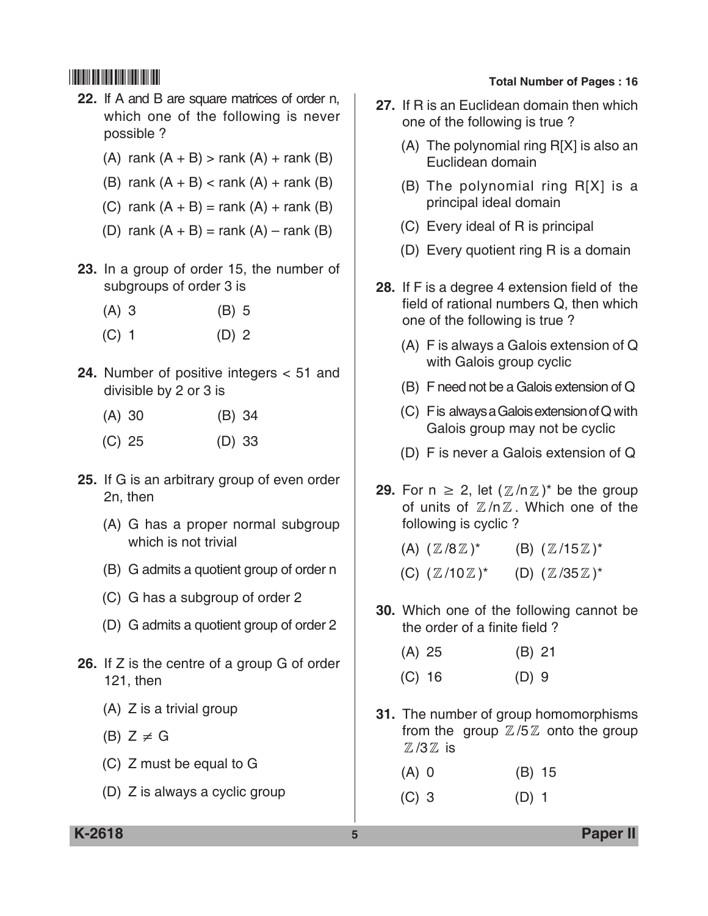**22.** If A and B are square matrices of order n, which one of the following is never possible ?

(A) rank (A + B) > rank (A) + rank (B)

(B) rank (A + B) < rank (A) + rank (B)

(C) rank (A + B) = rank (A) + rank (B)

(D) rank (A + B) = rank (A) – rank (B)

**23.** In a group of order 15, the number of subgroups of order 3 is

(A) 3  (B) 5

(C) 1  (D) 2

**24.** Number of positive integers < 51 and divisible by 2 or 3 is

(A) 30  (B) 34

(C) 25  (D) 33

**25.** If G is an arbitrary group of even order 2n, then

(A) G has a proper normal subgroup which is not trivial

(B) G admits a quotient group of order n

(C) G has a subgroup of order 2

(D) G admits a quotient group of order 2

**26.** If Z is the centre of a group G of order 121, then

(A) Z is a trivial group

(B) $Z \neq G$

(C) Z must be equal to G

(D) Z is always a cyclic group

**27.** If R is an Euclidean domain then which one of the following is true ?

(A) The polynomial ring R[X] is also an Euclidean domain

(B) The polynomial ring R[X] is a principal ideal domain

(C) Every ideal of R is principal

(D) Every quotient ring R is a domain

**28.** If F is a degree 4 extension field of the field of rational numbers Q, then which one of the following is true ?

(A) F is always a Galois extension of Q with Galois group cyclic

(B) F need not be a Galois extension of Q

(C) F is always a Galois extension of Q with Galois group may not be cyclic

(D) F is never a Galois extension of Q

**29.** For $n \geq 2$, let $(\mathbb{Z}/n\mathbb{Z})^*$ be the group of units of $\mathbb{Z}/n\mathbb{Z}$. Which one of the following is cyclic ?

(A) $(\mathbb{Z}/8\mathbb{Z})^*$  (B) $(\mathbb{Z}/15\mathbb{Z})^*$

(C) $(\mathbb{Z}/10\mathbb{Z})^*$  (D) $(\mathbb{Z}/35\mathbb{Z})^*$

**30.** Which one of the following cannot be the order of a finite field ?

(A) 25  (B) 21

(C) 16  (D) 9

**31.** The number of group homomorphisms from the group $\mathbb{Z}/5\mathbb{Z}$ onto the group $\mathbb{Z}/3\mathbb{Z}$ is

(A) 0  (B) 15

(C) 3  (D) 1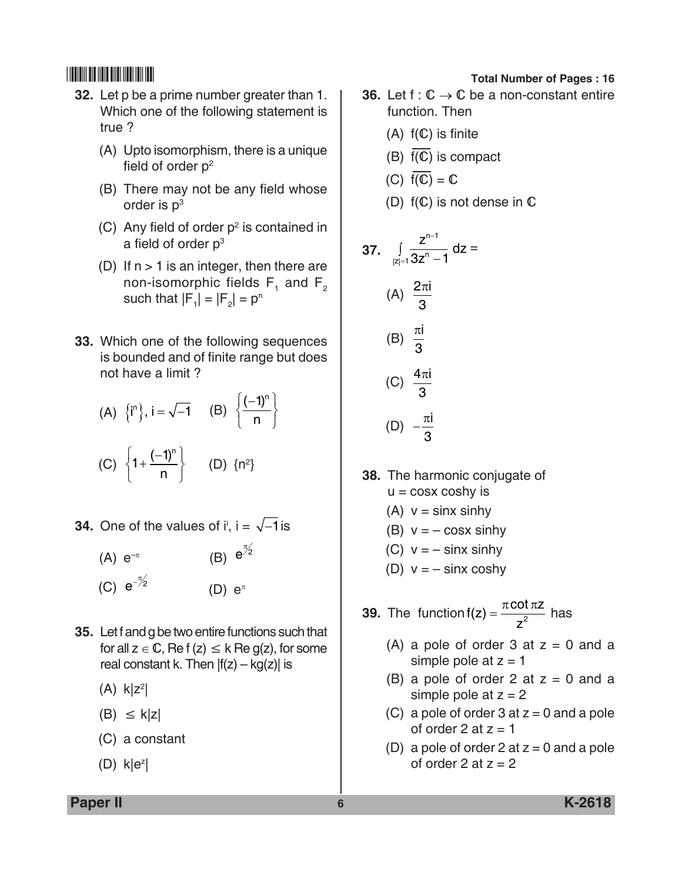**32.** Let p be a prime number greater than 1. Which one of the following statement is true ?

(A) Upto isomorphism, there is a unique field of order $p^2$

(B) There may not be any field whose order is $p^3$

(C) Any field of order $p^2$ is contained in a field of order $p^3$

(D) If n > 1 is an integer, then there are non-isomorphic fields $F_1$ and $F_2$ such that $|F_1| = |F_2| = p^n$

**33.** Which one of the following sequences is bounded and of finite range but does not have a limit ?

(A) $\{i^n\}, i = \sqrt{-1}$ (B) $\left\{\frac{(-1)^n}{n}\right\}$

(C) $\left\{1 + \frac{(-1)^n}{n}\right\}$ (D) $\{n^2\}$

**34.** One of the values of $i^i$, $i = \sqrt{-1}$ is

(A) $e^{-\pi}$ (B) $e^{\pi/2}$

(C) $e^{-\pi/2}$ (D) $e^{\pi}$

**35.** Let f and g be two entire functions such that for all $z \in \mathbb{C}$, Re f (z) $\leq$ k Re g(z), for some real constant k. Then $|f(z) - kg(z)|$ is

(A) $k|z^2|$

(B) $\leq k|z|$

(C) a constant

(D) $k|e^z|$

**36.** Let $f : \mathbb{C} \to \mathbb{C}$ be a non-constant entire function. Then

(A) $f(\mathbb{C})$ is finite

(B) $\overline{f(\mathbb{C})}$ is compact

(C) $\overline{f(\mathbb{C})} = \mathbb{C}$

(D) $f(\mathbb{C})$ is not dense in $\mathbb{C}$

**37.** $\int_{|z|=1} \frac{z^{n-1}}{3z^n - 1} dz =$

(A) $\frac{2\pi i}{3}$

(B) $\frac{\pi i}{3}$

(C) $\frac{4\pi i}{3}$

(D) $-\frac{\pi i}{3}$

**38.** The harmonic conjugate of u = cosx coshy is

(A) v = sinx sinhy

(B) v = – cosx sinhy

(C) v = – sinx sinhy

(D) v = – sinx coshy

**39.** The function $f(z) = \frac{\pi \cot \pi z}{z^2}$ has

(A) a pole of order 3 at z = 0 and a simple pole at z = 1

(B) a pole of order 2 at z = 0 and a simple pole at z = 2

(C) a pole of order 3 at z = 0 and a pole of order 2 at z = 1

(D) a pole of order 2 at z = 0 and a pole of order 2 at z = 2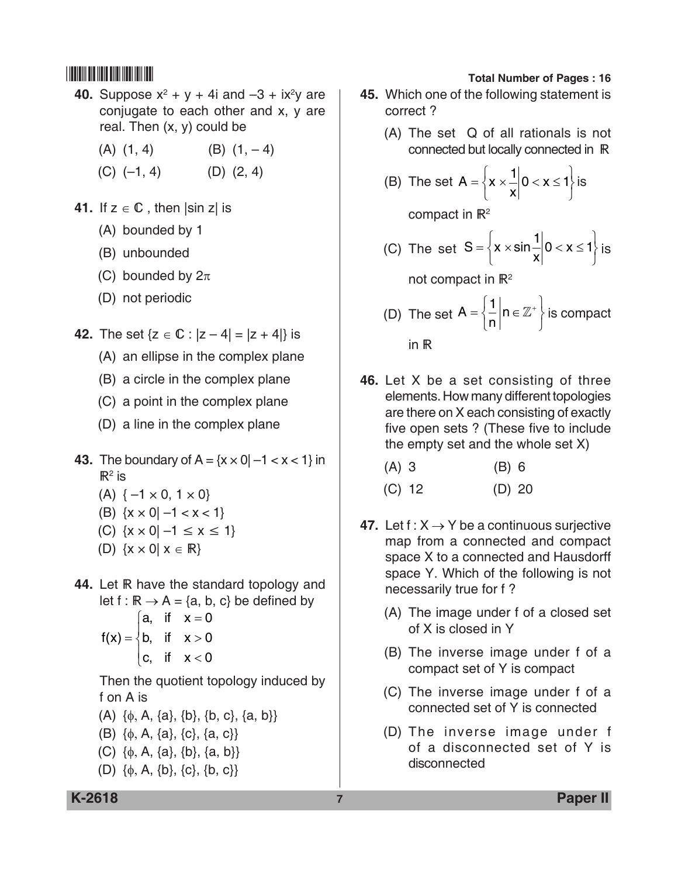**40.** Suppose $x^2 + y + 4i$ and $-3 + ix^2y$ are conjugate to each other and x, y are real. Then (x, y) could be

(A) (1, 4) (B) (1, – 4)

(C) (–1, 4) (D) (2, 4)

**41.** If $z \in \mathbb{C}$, then $|\sin z|$ is

(A) bounded by 1

(B) unbounded

(C) bounded by $2\pi$

(D) not periodic

**42.** The set $\{z \in \mathbb{C} : |z - 4| = |z + 4|\}$ is

(A) an ellipse in the complex plane

(B) a circle in the complex plane

(C) a point in the complex plane

(D) a line in the complex plane

**43.** The boundary of $A = \{x \times 0 | -1 < x < 1\}$ in $\mathbb{R}^2$ is

(A) $\{-1 \times 0, 1 \times 0\}$

(B) $\{x \times 0 | -1 < x < 1\}$

(C) $\{x \times 0 | -1 \leq x \leq 1\}$

(D) $\{x \times 0 | x \in \mathbb{R}\}$

**44.** Let $\mathbb{R}$ have the standard topology and let $f : \mathbb{R} \to A = \{a, b, c\}$ be defined by

$$f(x) = \begin{cases} a, & \text{if } x = 0 \\ b, & \text{if } x > 0 \\ c, & \text{if } x < 0 \end{cases}$$

Then the quotient topology induced by f on A is

(A) $\{\phi, A, \{a\}, \{b\}, \{b, c\}, \{a, b\}\}$

(B) $\{\phi, A, \{a\}, \{c\}, \{a, c\}\}$

(C) $\{\phi, A, \{a\}, \{b\}, \{a, b\}\}$

(D) $\{\phi, A, \{b\}, \{c\}, \{b, c\}\}$

**45.** Which one of the following statement is correct ?

(A) The set Q of all rationals is not connected but locally connected in $\mathbb{R}$

(B) The set $A = \left\{x \times \frac{1}{x} \middle| 0 < x \leq 1\right\}$ is compact in $\mathbb{R}^2$

(C) The set $S = \left\{x \times \sin\frac{1}{x} \middle| 0 < x \leq 1\right\}$ is not compact in $\mathbb{R}^2$

(D) The set $A = \left\{\frac{1}{n} \middle| n \in \mathbb{Z}^+\right\}$ is compact in $\mathbb{R}$

**46.** Let X be a set consisting of three elements. How many different topologies are there on X each consisting of exactly five open sets ? (These five to include the empty set and the whole set X)

(A) 3 (B) 6

(C) 12 (D) 20

**47.** Let $f : X \to Y$ be a continuous surjective map from a connected and compact space X to a connected and Hausdorff space Y. Which of the following is not necessarily true for f ?

(A) The image under f of a closed set of X is closed in Y

(B) The inverse image under f of a compact set of Y is compact

(C) The inverse image under f of a connected set of Y is connected

(D) The inverse image under f of a disconnected set of Y is disconnected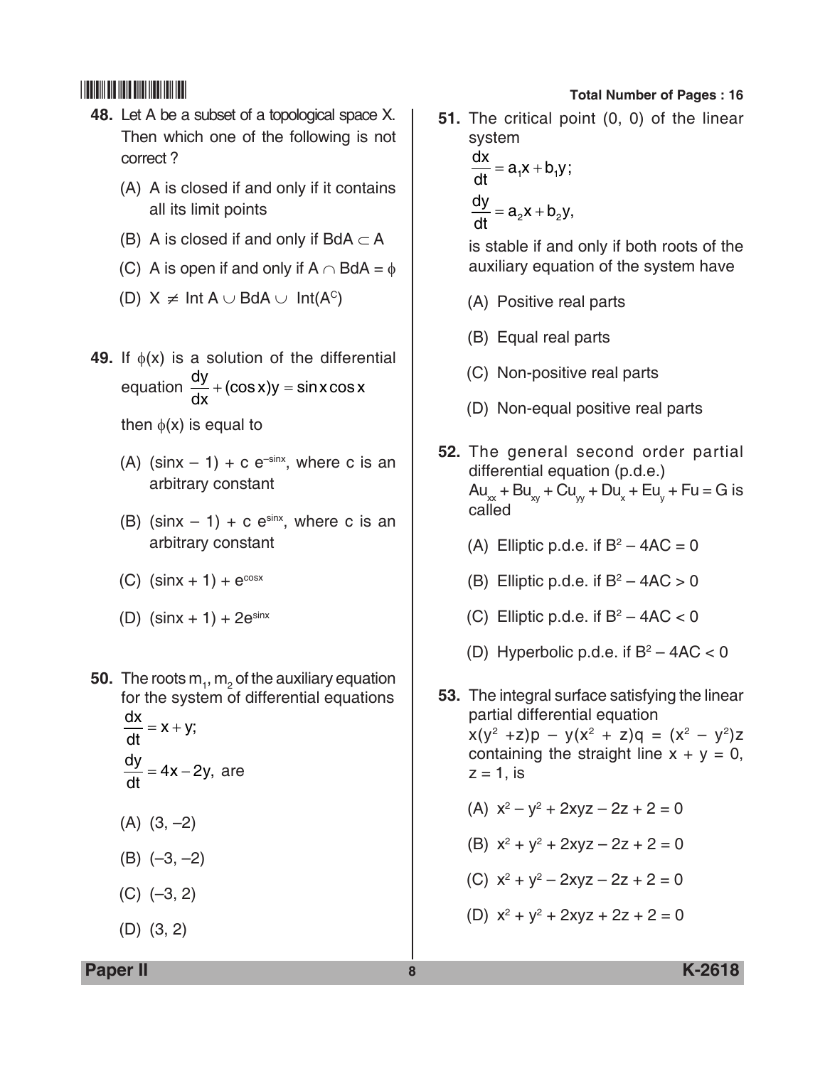48. Let A be a subset of a topological space X. Then which one of the following is not correct ?

(A) A is closed if and only if it contains all its limit points

(B) A is closed if and only if $BdA \subset A$

(C) A is open if and only if $A \cap BdA = \phi$

(D) $X \neq \text{Int } A \cup BdA \cup \text{Int}(A^C)$

49. If $\phi(x)$ is a solution of the differential equation $\frac{dy}{dx} + (\cos x)y = \sin x \cos x$ then $\phi(x)$ is equal to

(A) $(\sin x - 1) + c\, e^{-\sin x}$, where c is an arbitrary constant

(B) $(\sin x - 1) + c\, e^{\sin x}$, where c is an arbitrary constant

(C) $(\sin x + 1) + e^{\cos x}$

(D) $(\sin x + 1) + 2e^{\sin x}$

50. The roots $m_1, m_2$ of the auxiliary equation for the system of differential equations

$$\frac{dx}{dt} = x + y;$$

$$\frac{dy}{dt} = 4x - 2y, \text{ are}$$

(A) (3, –2)

(B) (–3, –2)

(C) (–3, 2)

(D) (3, 2)

51. The critical point (0, 0) of the linear system

$$\frac{dx}{dt} = a_1x + b_1y;$$

$$\frac{dy}{dt} = a_2x + b_2y,$$

is stable if and only if both roots of the auxiliary equation of the system have

(A) Positive real parts

(B) Equal real parts

(C) Non-positive real parts

(D) Non-equal positive real parts

52. The general second order partial differential equation (p.d.e.) $Au_{xx} + Bu_{xy} + Cu_{yy} + Du_x + Eu_y + Fu = G$ is called

(A) Elliptic p.d.e. if $B^2 - 4AC = 0$

(B) Elliptic p.d.e. if $B^2 - 4AC > 0$

(C) Elliptic p.d.e. if $B^2 - 4AC < 0$

(D) Hyperbolic p.d.e. if $B^2 - 4AC < 0$

53. The integral surface satisfying the linear partial differential equation $x(y^2 + z)p - y(x^2 + z)q = (x^2 - y^2)z$ containing the straight line $x + y = 0$, $z = 1$, is

(A) $x^2 - y^2 + 2xyz - 2z + 2 = 0$

(B) $x^2 + y^2 + 2xyz - 2z + 2 = 0$

(C) $x^2 + y^2 - 2xyz - 2z + 2 = 0$

(D) $x^2 + y^2 + 2xyz + 2z + 2 = 0$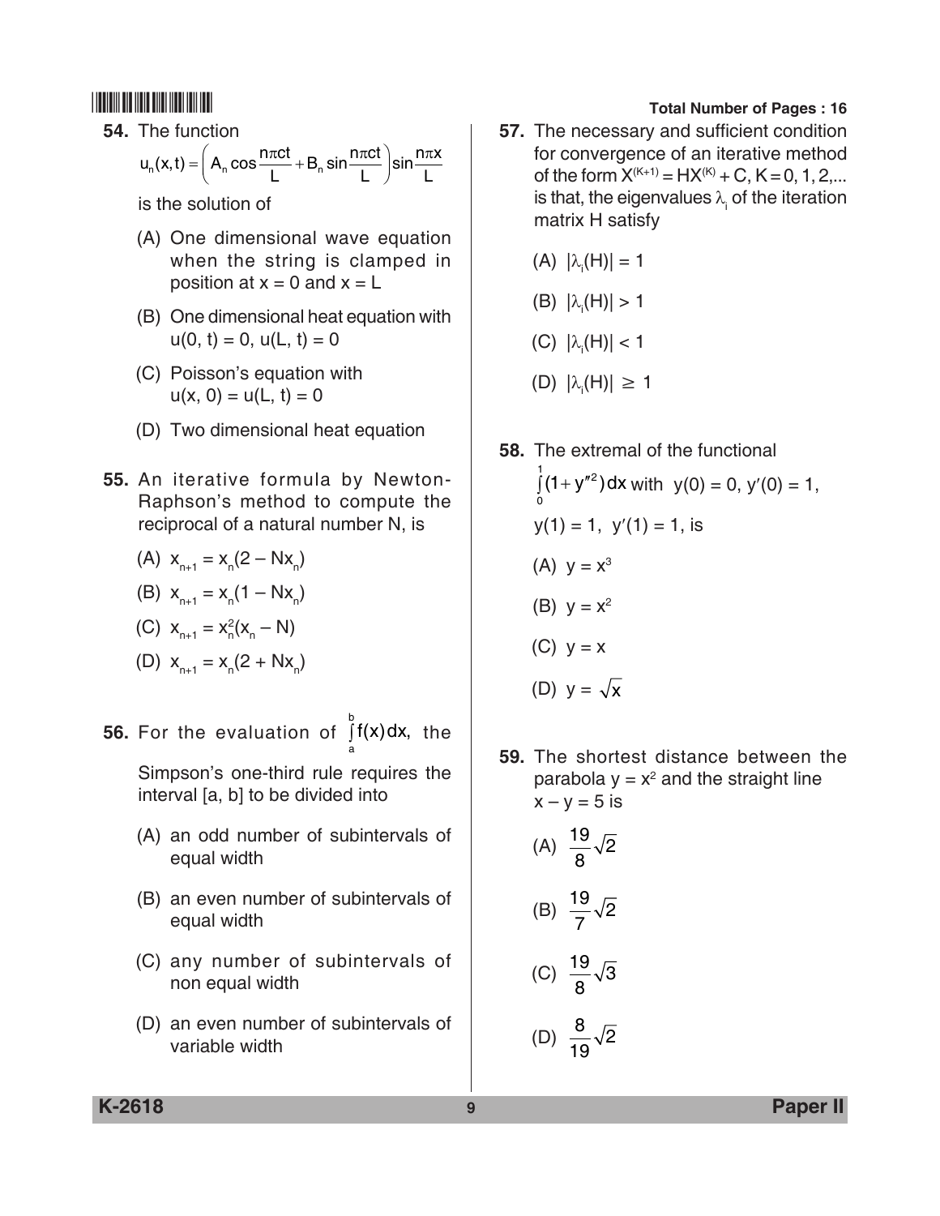54. The function

$$u_n(x,t) = \left(A_n \cos\frac{n\pi ct}{L} + B_n \sin\frac{n\pi ct}{L}\right)\sin\frac{n\pi x}{L}$$

is the solution of

(A) One dimensional wave equation when the string is clamped in position at $x = 0$ and $x = L$

(B) One dimensional heat equation with $u(0, t) = 0$, $u(L, t) = 0$

(C) Poisson's equation with $u(x, 0) = u(L, t) = 0$

(D) Two dimensional heat equation

55. An iterative formula by Newton-Raphson's method to compute the reciprocal of a natural number N, is

(A) $x_{n+1} = x_n(2 - Nx_n)$

(B) $x_{n+1} = x_n(1 - Nx_n)$

(C) $x_{n+1} = x_n^2(x_n - N)$

(D) $x_{n+1} = x_n(2 + Nx_n)$

56. For the evaluation of $\int_a^b f(x)\,dx$, the Simpson's one-third rule requires the interval [a, b] to be divided into

(A) an odd number of subintervals of equal width

(B) an even number of subintervals of equal width

(C) any number of subintervals of non equal width

(D) an even number of subintervals of variable width

57. The necessary and sufficient condition for convergence of an iterative method of the form $X^{(K+1)} = HX^{(K)} + C, K = 0, 1, 2, ...$ is that, the eigenvalues $\lambda_i$ of the iteration matrix H satisfy

(A) $|\lambda_i(H)| = 1$

(B) $|\lambda_i(H)| > 1$

(C) $|\lambda_i(H)| < 1$

(D) $|\lambda_i(H)| \geq 1$

58. The extremal of the functional $\int_0^1 (1 + y''^2)\,dx$ with $y(0) = 0, y'(0) = 1,$ $y(1) = 1,\ y'(1) = 1$, is

(A) $y = x^3$

(B) $y = x^2$

(C) $y = x$

(D) $y = \sqrt{x}$

59. The shortest distance between the parabola $y = x^2$ and the straight line $x - y = 5$ is

(A) $\frac{19}{8}\sqrt{2}$

(B) $\frac{19}{7}\sqrt{2}$

(C) $\frac{19}{8}\sqrt{3}$

(D) $\frac{8}{19}\sqrt{2}$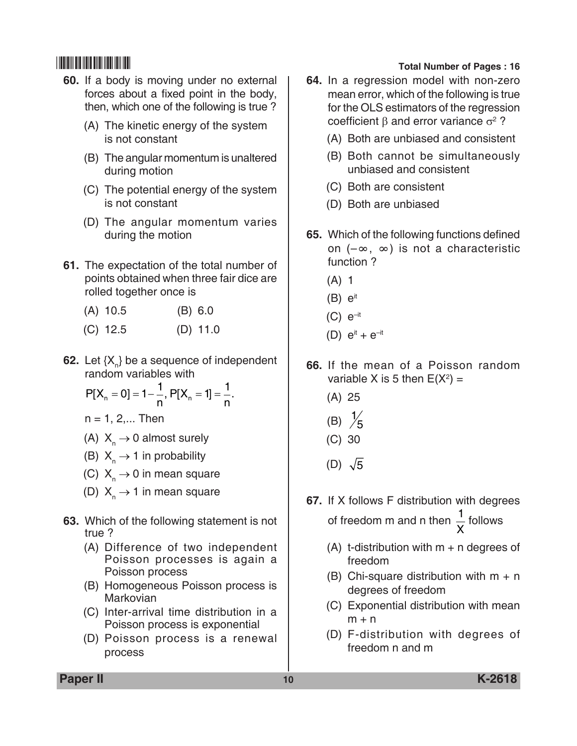60. If a body is moving under no external forces about a fixed point in the body, then, which one of the following is true ?

(A) The kinetic energy of the system is not constant

(B) The angular momentum is unaltered during motion

(C) The potential energy of the system is not constant

(D) The angular momentum varies during the motion

61. The expectation of the total number of points obtained when three fair dice are rolled together once is

(A) 10.5 (B) 6.0

(C) 12.5 (D) 11.0

62. Let $\{X_n\}$ be a sequence of independent random variables with

$P[X_n = 0] = 1 - \frac{1}{n}, P[X_n = 1] = \frac{1}{n}.$

n = 1, 2,... Then

(A) $X_n \to 0$ almost surely

(B) $X_n \to 1$ in probability

(C) $X_n \to 0$ in mean square

(D) $X_n \to 1$ in mean square

63. Which of the following statement is not true ?

(A) Difference of two independent Poisson processes is again a Poisson process

(B) Homogeneous Poisson process is Markovian

(C) Inter-arrival time distribution in a Poisson process is exponential

(D) Poisson process is a renewal process

64. In a regression model with non-zero mean error, which of the following is true for the OLS estimators of the regression coefficient $\beta$ and error variance $\sigma^2$ ?

(A) Both are unbiased and consistent

(B) Both cannot be simultaneously unbiased and consistent

(C) Both are consistent

(D) Both are unbiased

65. Which of the following functions defined on $(-\infty, \infty)$ is not a characteristic function ?

(A) 1

(B) $e^{it}$

(C) $e^{-it}$

(D) $e^{it} + e^{-it}$

66. If the mean of a Poisson random variable X is 5 then $E(X^2)$ =

(A) 25

(B) $1/5$

(C) 30

(D) $\sqrt{5}$

67. If X follows F distribution with degrees of freedom m and n then $\frac{1}{X}$ follows

(A) t-distribution with m + n degrees of freedom

(B) Chi-square distribution with m + n degrees of freedom

(C) Exponential distribution with mean m + n

(D) F-distribution with degrees of freedom n and m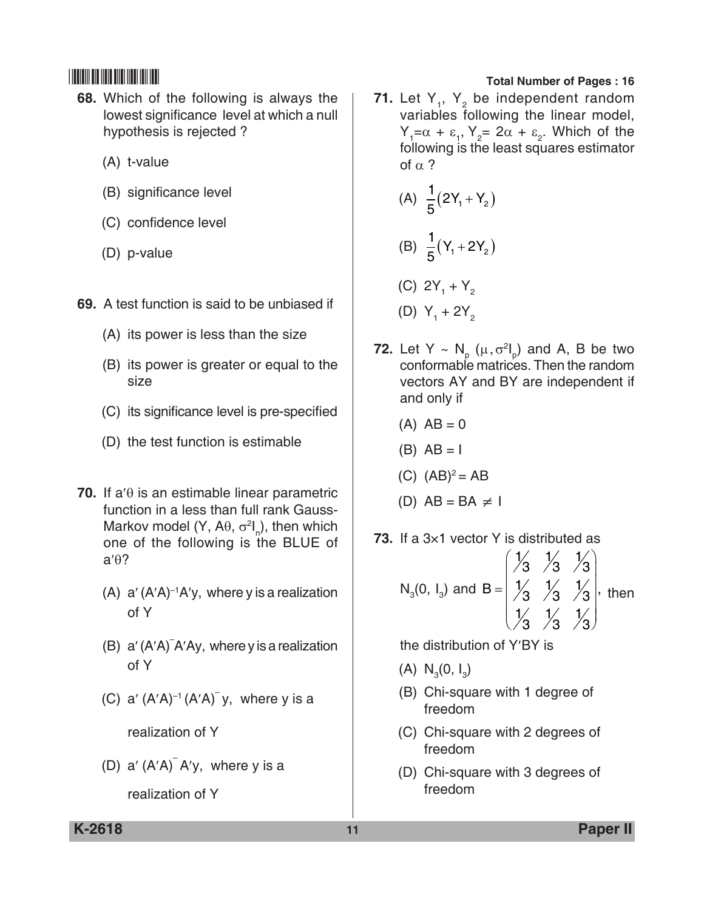**68.** Which of the following is always the lowest significance level at which a null hypothesis is rejected ?

(A) t-value

(B) significance level

(C) confidence level

(D) p-value

**69.** A test function is said to be unbiased if

(A) its power is less than the size

(B) its power is greater or equal to the size

(C) its significance level is pre-specified

(D) the test function is estimable

**70.** If $a'\theta$ is an estimable linear parametric function in a less than full rank Gauss-Markov model $(Y, A\theta, \sigma^2 I_n)$, then which one of the following is the BLUE of $a'\theta$?

(A) $a'(A'A)^{-1}A'y$, where y is a realization of Y

(B) $a'(A'A)^{-}A'Ay$, where y is a realization of Y

(C) $a'(A'A)^{-1}(A'A)^{-}y$, where y is a realization of Y

(D) $a'(A'A)^{-}A'y$, where y is a realization of Y

**71.** Let $Y_1$, $Y_2$ be independent random variables following the linear model, $Y_1 = \alpha + \varepsilon_1$, $Y_2 = 2\alpha + \varepsilon_2$. Which of the following is the least squares estimator of $\alpha$ ?

(A) $\frac{1}{5}(2Y_1 + Y_2)$

(B) $\frac{1}{5}(Y_1 + 2Y_2)$

(C) $2Y_1 + Y_2$

(D) $Y_1 + 2Y_2$

**72.** Let $Y \sim N_p(\mu, \sigma^2 I_p)$ and A, B be two conformable matrices. Then the random vectors AY and BY are independent if and only if

(A) $AB = 0$

(B) $AB = I$

(C) $(AB)^2 = AB$

(D) $AB = BA \neq I$

**73.** If a $3 \times 1$ vector Y is distributed as $N_3(0, I_3)$ and $B = \begin{pmatrix} 1/3 & 1/3 & 1/3 \\ 1/3 & 1/3 & 1/3 \\ 1/3 & 1/3 & 1/3 \end{pmatrix}$, then the distribution of $Y'BY$ is

(A) $N_3(0, I_3)$

(B) Chi-square with 1 degree of freedom

(C) Chi-square with 2 degrees of freedom

(D) Chi-square with 3 degrees of freedom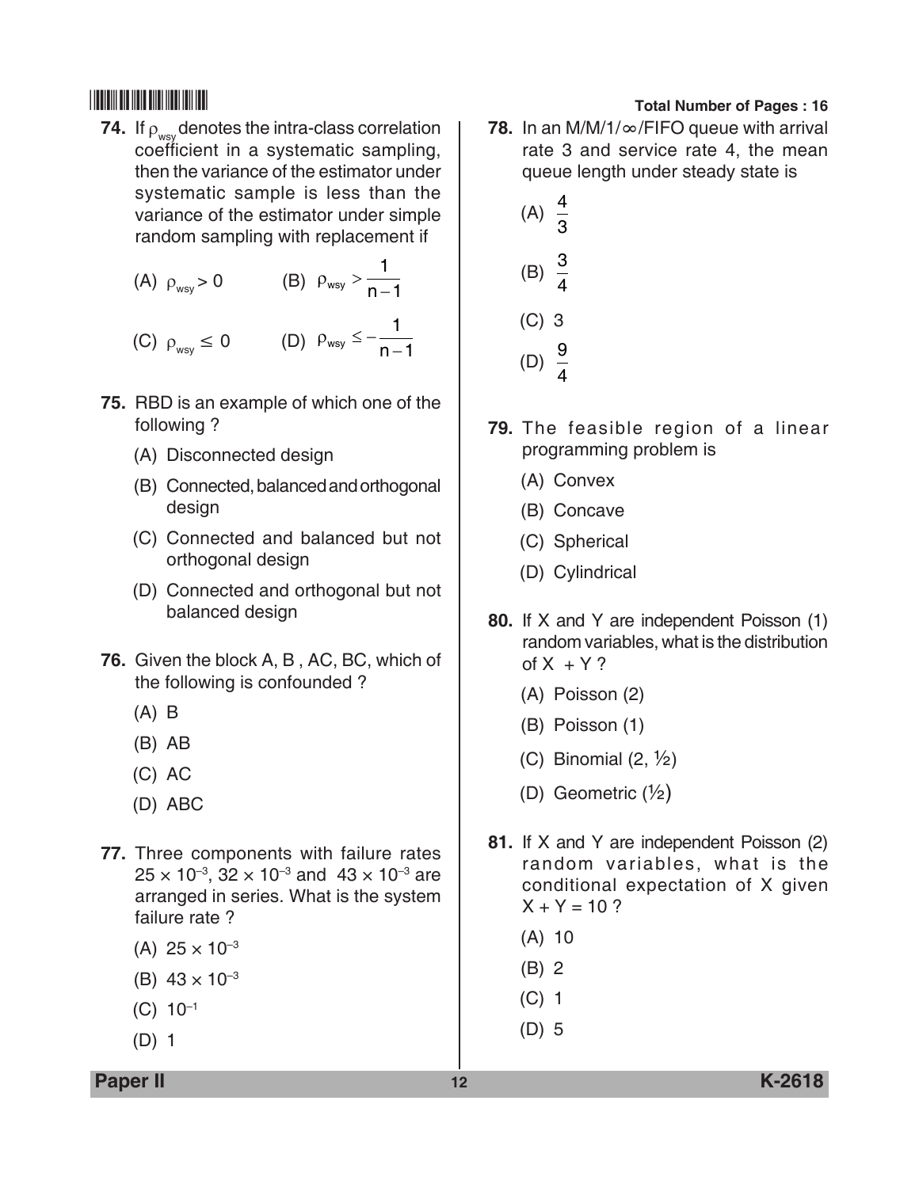**74.** If $\rho_{wsy}$ denotes the intra-class correlation coefficient in a systematic sampling, then the variance of the estimator under systematic sample is less than the variance of the estimator under simple random sampling with replacement if

(A) $\rho_{wsy} > 0$

(B) $\rho_{wsy} > \frac{1}{n-1}$

(C) $\rho_{wsy} \leq 0$

(D) $\rho_{wsy} \leq -\frac{1}{n-1}$

**75.** RBD is an example of which one of the following ?

(A) Disconnected design

(B) Connected, balanced and orthogonal design

(C) Connected and balanced but not orthogonal design

(D) Connected and orthogonal but not balanced design

**76.** Given the block A, B , AC, BC, which of the following is confounded ?

(A) B

(B) AB

(C) AC

(D) ABC

**77.** Three components with failure rates $25 \times 10^{-3}$, $32 \times 10^{-3}$ and $43 \times 10^{-3}$ are arranged in series. What is the system failure rate ?

(A) $25 \times 10^{-3}$

(B) $43 \times 10^{-3}$

(C) $10^{-1}$

(D) 1

**78.** In an M/M/1/∞/FIFO queue with arrival rate 3 and service rate 4, the mean queue length under steady state is

(A) $\frac{4}{3}$

(B) $\frac{3}{4}$

(C) 3

(D) $\frac{9}{4}$

**79.** The feasible region of a linear programming problem is

(A) Convex

(B) Concave

(C) Spherical

(D) Cylindrical

**80.** If X and Y are independent Poisson (1) random variables, what is the distribution of X + Y ?

(A) Poisson (2)

(B) Poisson (1)

(C) Binomial (2, ½)

(D) Geometric (½)

**81.** If X and Y are independent Poisson (2) random variables, what is the conditional expectation of X given X + Y = 10 ?

(A) 10

(B) 2

(C) 1

(D) 5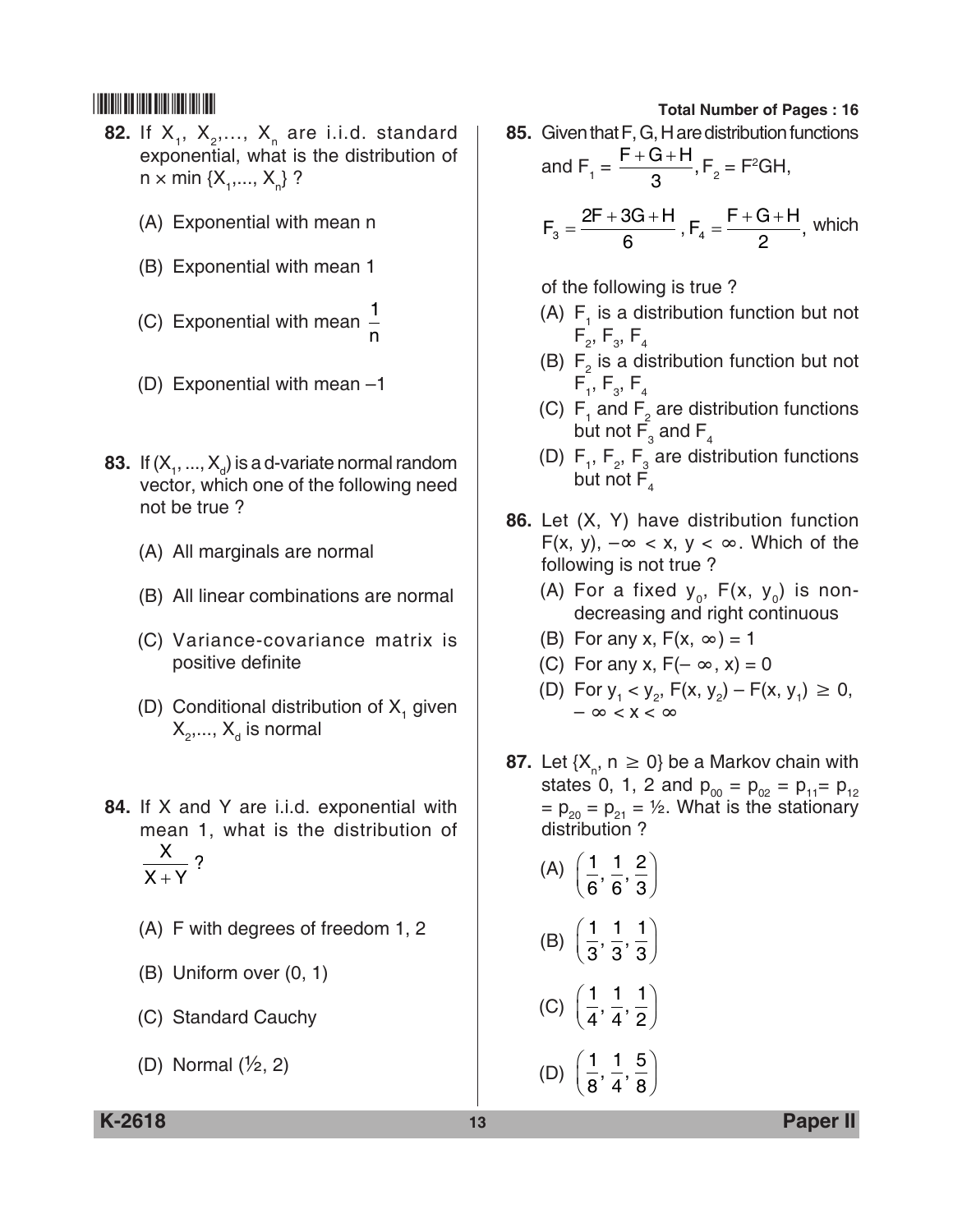**82.** If $X_1, X_2, \ldots, X_n$ are i.i.d. standard exponential, what is the distribution of $n \times \min\{X_1, \ldots, X_n\}$ ?

(A) Exponential with mean n

(B) Exponential with mean 1

(C) Exponential with mean $\frac{1}{n}$

(D) Exponential with mean –1

**83.** If $(X_1, \ldots, X_d)$ is a d-variate normal random vector, which one of the following need not be true ?

(A) All marginals are normal

(B) All linear combinations are normal

(C) Variance-covariance matrix is positive definite

(D) Conditional distribution of $X_1$ given $X_2, \ldots, X_d$ is normal

**84.** If X and Y are i.i.d. exponential with mean 1, what is the distribution of $\frac{X}{X+Y}$ ?

(A) F with degrees of freedom 1, 2

(B) Uniform over (0, 1)

(C) Standard Cauchy

(D) Normal (½, 2)

**85.** Given that F, G, H are distribution functions and $F_1 = \frac{F+G+H}{3}$, $F_2 = F^2GH$,

$F_3 = \frac{2F+3G+H}{6}$, $F_4 = \frac{F+G+H}{2}$, which of the following is true ?

(A) $F_1$ is a distribution function but not $F_2, F_3, F_4$

(B) $F_2$ is a distribution function but not $F_1, F_3, F_4$

(C) $F_1$ and $F_2$ are distribution functions but not $F_3$ and $F_4$

(D) $F_1, F_2, F_3$ are distribution functions but not $F_4$

**86.** Let (X, Y) have distribution function $F(x, y)$, $-\infty < x, y < \infty$. Which of the following is not true ?

(A) For a fixed $y_0$, $F(x, y_0)$ is non-decreasing and right continuous

(B) For any x, $F(x, \infty) = 1$

(C) For any x, $F(-\infty, x) = 0$

(D) For $y_1 < y_2$, $F(x, y_2) - F(x, y_1) \geq 0$, $-\infty < x < \infty$

**87.** Let $\{X_n, n \geq 0\}$ be a Markov chain with states 0, 1, 2 and $p_{00} = p_{02} = p_{11} = p_{12} = p_{20} = p_{21} = ½$. What is the stationary distribution ?

(A) $\left(\frac{1}{6}, \frac{1}{6}, \frac{2}{3}\right)$

(B) $\left(\frac{1}{3}, \frac{1}{3}, \frac{1}{3}\right)$

(C) $\left(\frac{1}{4}, \frac{1}{4}, \frac{1}{2}\right)$

(D) $\left(\frac{1}{8}, \frac{1}{4}, \frac{5}{8}\right)$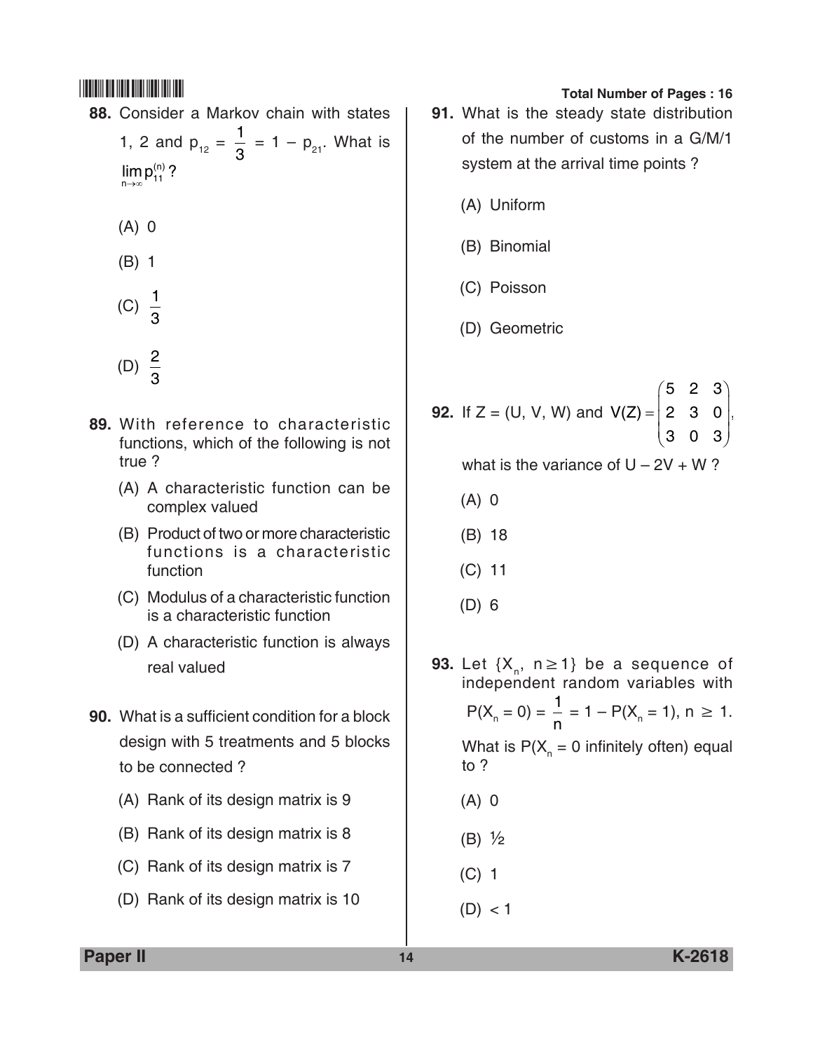88. Consider a Markov chain with states 1, 2 and $p_{12} = \frac{1}{3} = 1 - p_{21}$. What is $\lim_{n \to \infty} p_{11}^{(n)}$ ?

(A) 0

(B) 1

(C) $\frac{1}{3}$

(D) $\frac{2}{3}$

89. With reference to characteristic functions, which of the following is not true ?

(A) A characteristic function can be complex valued

(B) Product of two or more characteristic functions is a characteristic function

(C) Modulus of a characteristic function is a characteristic function

(D) A characteristic function is always real valued

90. What is a sufficient condition for a block design with 5 treatments and 5 blocks to be connected ?

(A) Rank of its design matrix is 9

(B) Rank of its design matrix is 8

(C) Rank of its design matrix is 7

(D) Rank of its design matrix is 10

91. What is the steady state distribution of the number of customs in a G/M/1 system at the arrival time points ?

(A) Uniform

(B) Binomial

(C) Poisson

(D) Geometric

92. If Z = (U, V, W) and $V(Z) = \begin{pmatrix} 5 & 2 & 3 \\ 2 & 3 & 0 \\ 3 & 0 & 3 \end{pmatrix}$, what is the variance of U – 2V + W ?

(A) 0

(B) 18

(C) 11

(D) 6

93. Let $\{X_n, n \geq 1\}$ be a sequence of independent random variables with $P(X_n = 0) = \frac{1}{n} = 1 - P(X_n = 1), n \geq 1$. What is $P(X_n = 0$ infinitely often) equal to ?

(A) 0

(B) ½

(C) 1

(D) < 1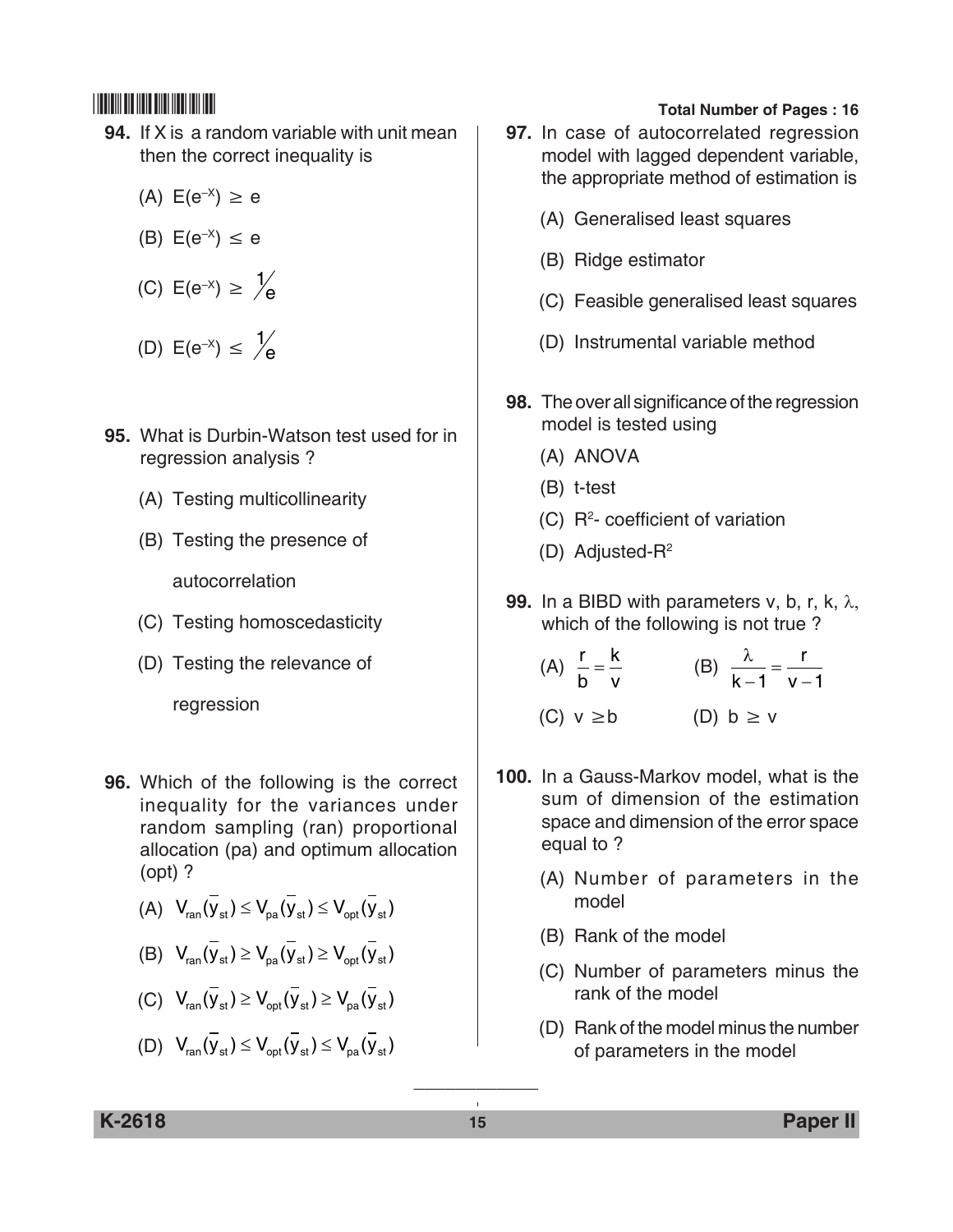**94.** If X is a random variable with unit mean then the correct inequality is

(A) $E(e^{-X}) \geq e$

(B) $E(e^{-X}) \leq e$

(C) $E(e^{-X}) \geq \frac{1}{e}$

(D) $E(e^{-X}) \leq \frac{1}{e}$

**95.** What is Durbin-Watson test used for in regression analysis ?

(A) Testing multicollinearity

(B) Testing the presence of autocorrelation

(C) Testing homoscedasticity

(D) Testing the relevance of regression

**96.** Which of the following is the correct inequality for the variances under random sampling (ran) proportional allocation (pa) and optimum allocation (opt) ?

(A) $V_{ran}(\bar{y}_{st}) \leq V_{pa}(\bar{y}_{st}) \leq V_{opt}(\bar{y}_{st})$

(B) $V_{ran}(\bar{y}_{st}) \geq V_{pa}(\bar{y}_{st}) \geq V_{opt}(\bar{y}_{st})$

(C) $V_{ran}(\bar{y}_{st}) \geq V_{opt}(\bar{y}_{st}) \geq V_{pa}(\bar{y}_{st})$

(D) $V_{ran}(\bar{y}_{st}) \leq V_{opt}(\bar{y}_{st}) \leq V_{pa}(\bar{y}_{st})$

**97.** In case of autocorrelated regression model with lagged dependent variable, the appropriate method of estimation is

(A) Generalised least squares

(B) Ridge estimator

(C) Feasible generalised least squares

(D) Instrumental variable method

**98.** The over all significance of the regression model is tested using

(A) ANOVA

(B) t-test

(C) $R^2$- coefficient of variation

(D) Adjusted-$R^2$

**99.** In a BIBD with parameters v, b, r, k, $\lambda$, which of the following is not true ?

(A) $\frac{r}{b} = \frac{k}{v}$

(B) $\frac{\lambda}{k-1} = \frac{r}{v-1}$

(C) $v \geq b$

(D) $b \geq v$

**100.** In a Gauss-Markov model, what is the sum of dimension of the estimation space and dimension of the error space equal to ?

(A) Number of parameters in the model

(B) Rank of the model

(C) Number of parameters minus the rank of the model

(D) Rank of the model minus the number of parameters in the model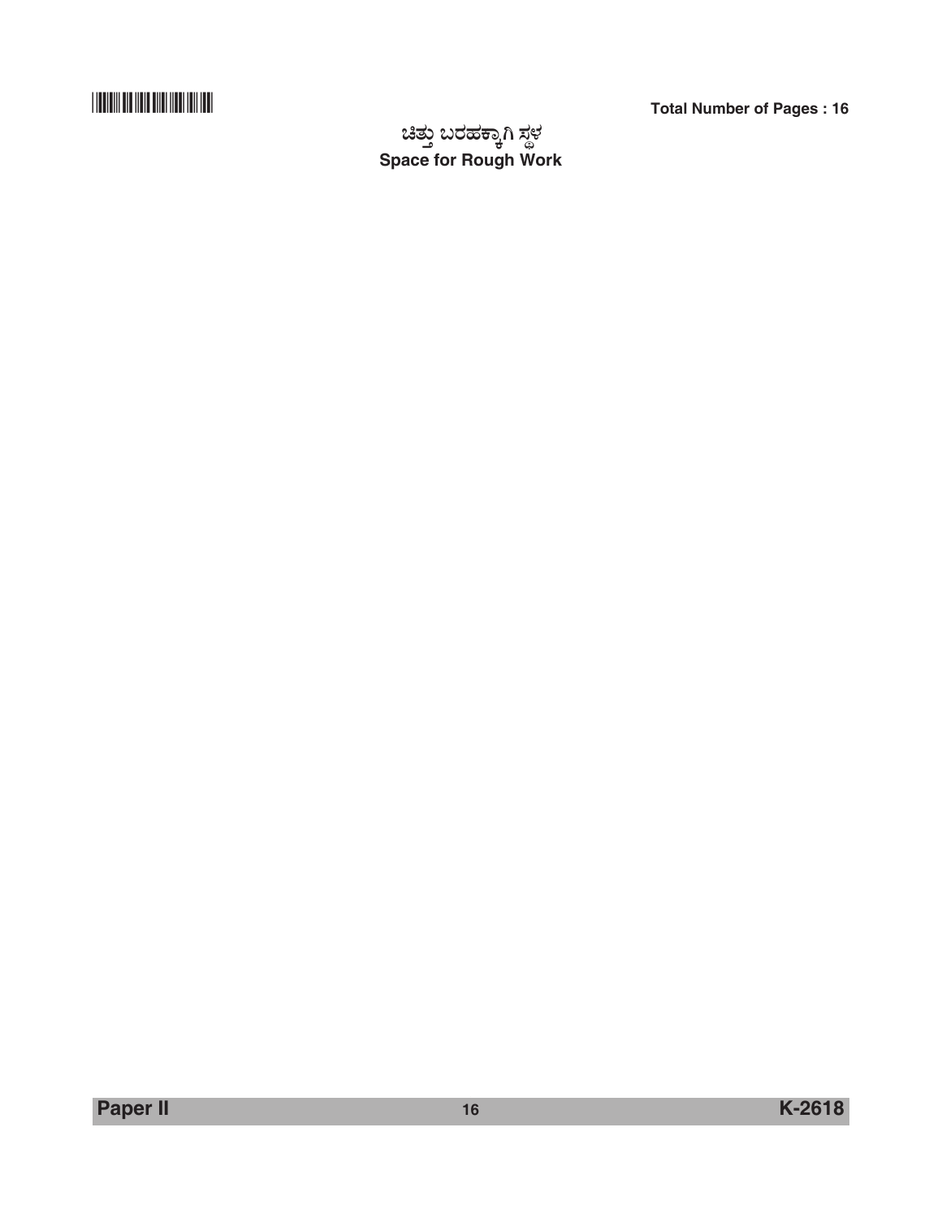ಚಿತ್ತು ಬರಹಕ್ಕಾಗಿ ಸ್ಥಳ

**Space for Rough Work**